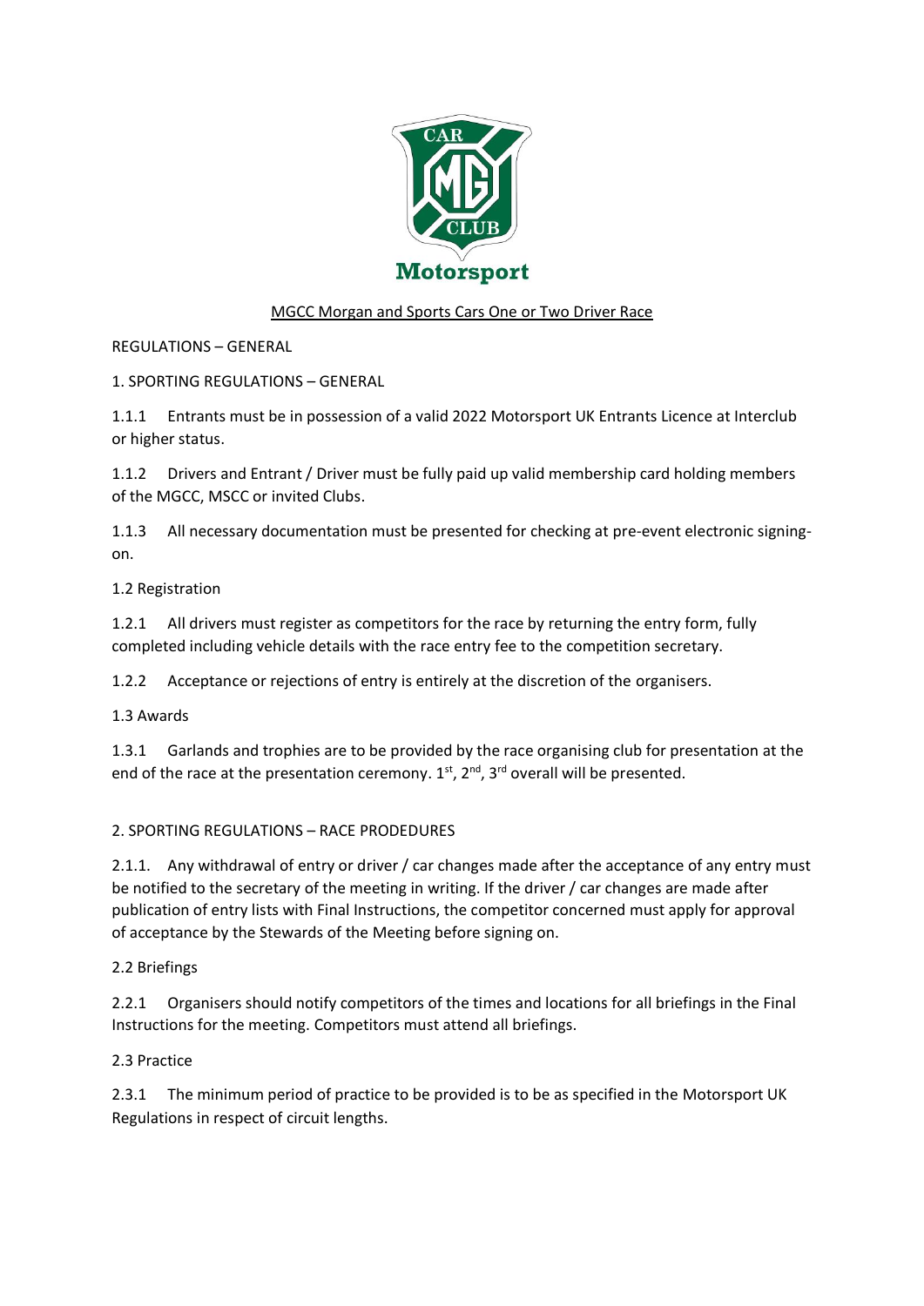MGCC Morgan and Sports Cars One or Two Driver Race

REGULATIONS – GENERAL

1. SPORTING REGULATIONS – GENERAL

1.1.1 Entrants must be in possession of a valid 2022 Motorsport UK Entrants Licence at Interclub or higher status.

1.1.2 Drivers and Entrant / Driver must be fully paid up valid membership card holding members of the MGCC, MSCC or invited Clubs.

1.1.3 All necessary documentation must be presented for checking at pre-event electronic signing-on.

1.2 Registration

1.2.1 All drivers must register as competitors for the race by returning the entry form, fully completed including vehicle details with the race entry fee to the competition secretary.

1.2.2 Acceptance or rejections of entry is entirely at the discretion of the organisers.

1.3 Awards

1.3.1 Garlands and trophies are to be provided by the race organising club for presentation at the end of the race at the presentation ceremony. 1st, 2nd, 3rd overall will be presented.

2. SPORTING REGULATIONS – RACE PRODEDURES

2.1.1. Any withdrawal of entry or driver / car changes made after the acceptance of any entry must be notified to the secretary of the meeting in writing. If the driver / car changes are made after publication of entry lists with Final Instructions, the competitor concerned must apply for approval of acceptance by the Stewards of the Meeting before signing on.

2.2 Briefings

2.2.1 Organisers should notify competitors of the times and locations for all briefings in the Final Instructions for the meeting. Competitors must attend all briefings.

2.3 Practice

2.3.1 The minimum period of practice to be provided is to be as specified in the Motorsport UK Regulations in respect of circuit lengths.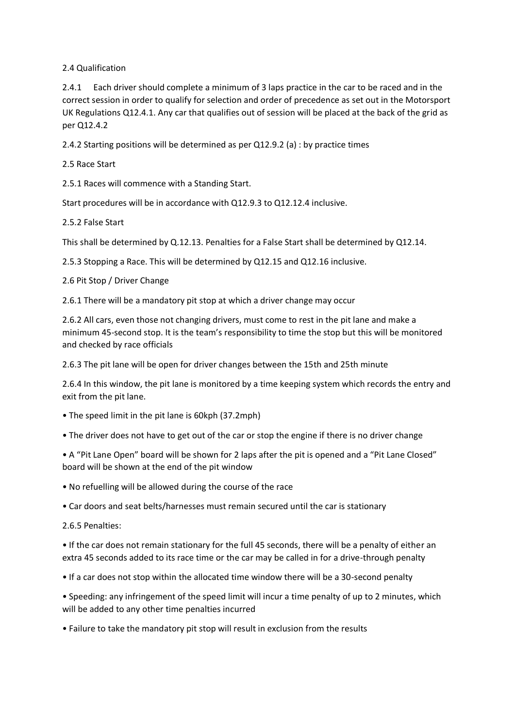## 2.4 Qualification

2.4.1 Each driver should complete a minimum of 3 laps practice in the car to be raced and in the correct session in order to qualify for selection and order of precedence as set out in the Motorsport UK Regulations Q12.4.1. Any car that qualifies out of session will be placed at the back of the grid as per Q12.4.2

2.4.2 Starting positions will be determined as per Q12.9.2 (a) : by practice times

## 2.5 Race Start

2.5.1 Races will commence with a Standing Start.

Start procedures will be in accordance with Q12.9.3 to Q12.12.4 inclusive.

2.5.2 False Start

This shall be determined by Q.12.13. Penalties for a False Start shall be determined by Q12.14.

2.5.3 Stopping a Race. This will be determined by Q12.15 and Q12.16 inclusive.

## 2.6 Pit Stop / Driver Change

2.6.1 There will be a mandatory pit stop at which a driver change may occur

2.6.2 All cars, even those not changing drivers, must come to rest in the pit lane and make a minimum 45-second stop. It is the team's responsibility to time the stop but this will be monitored and checked by race officials

2.6.3 The pit lane will be open for driver changes between the 15th and 25th minute

2.6.4 In this window, the pit lane is monitored by a time keeping system which records the entry and exit from the pit lane.

- The speed limit in the pit lane is 60kph (37.2mph)
- The driver does not have to get out of the car or stop the engine if there is no driver change
- A "Pit Lane Open" board will be shown for 2 laps after the pit is opened and a "Pit Lane Closed" board will be shown at the end of the pit window
- No refuelling will be allowed during the course of the race
- Car doors and seat belts/harnesses must remain secured until the car is stationary

2.6.5 Penalties:

- If the car does not remain stationary for the full 45 seconds, there will be a penalty of either an extra 45 seconds added to its race time or the car may be called in for a drive-through penalty
- If a car does not stop within the allocated time window there will be a 30-second penalty
- Speeding: any infringement of the speed limit will incur a time penalty of up to 2 minutes, which will be added to any other time penalties incurred
- Failure to take the mandatory pit stop will result in exclusion from the results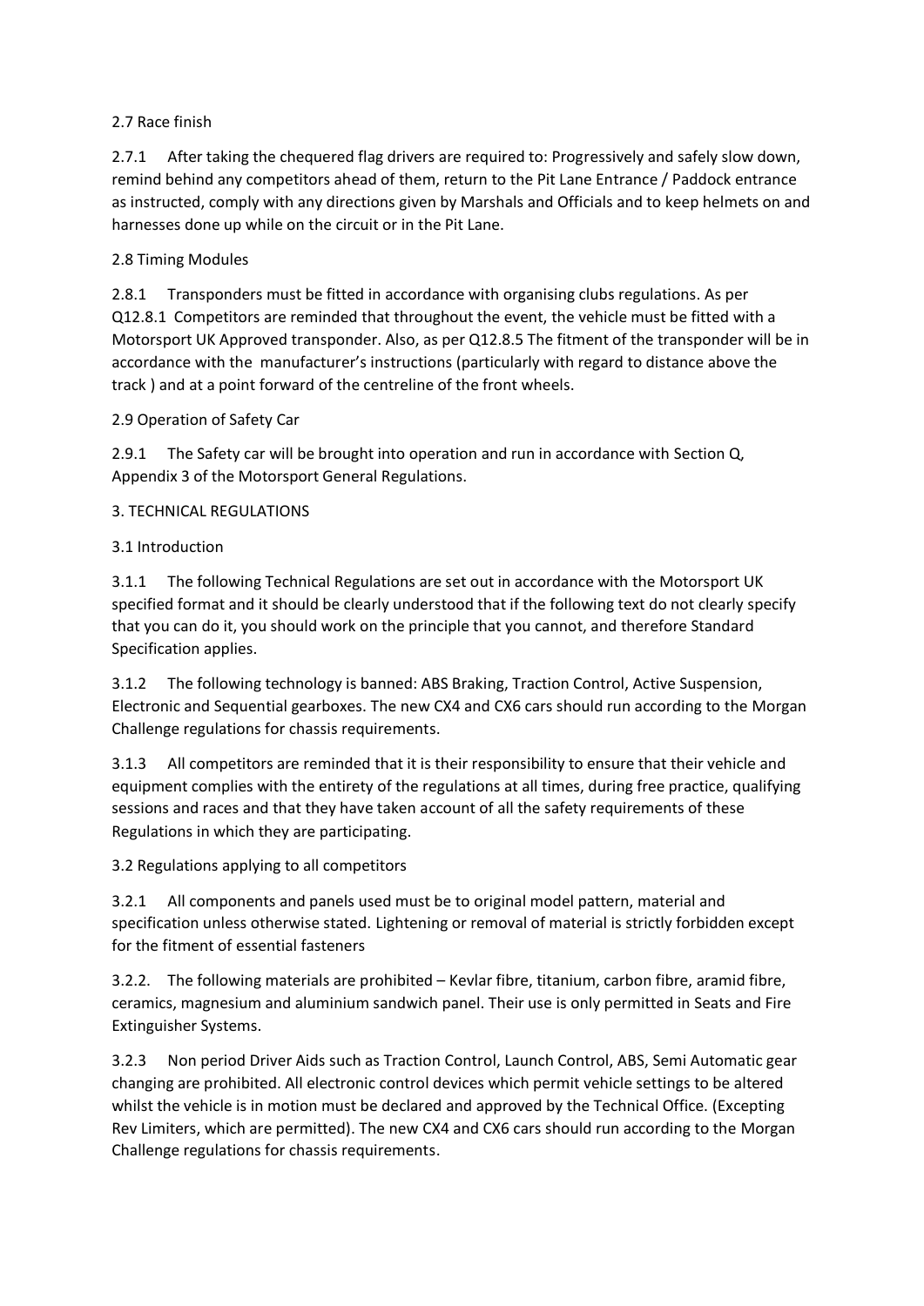## 2.7 Race finish

2.7.1 After taking the chequered flag drivers are required to: Progressively and safely slow down, remind behind any competitors ahead of them, return to the Pit Lane Entrance / Paddock entrance as instructed, comply with any directions given by Marshals and Officials and to keep helmets on and harnesses done up while on the circuit or in the Pit Lane.

## 2.8 Timing Modules

2.8.1 Transponders must be fitted in accordance with organising clubs regulations. As per Q12.8.1 Competitors are reminded that throughout the event, the vehicle must be fitted with a Motorsport UK Approved transponder. Also, as per Q12.8.5 The fitment of the transponder will be in accordance with the manufacturer's instructions (particularly with regard to distance above the track ) and at a point forward of the centreline of the front wheels.

## 2.9 Operation of Safety Car

2.9.1 The Safety car will be brought into operation and run in accordance with Section Q, Appendix 3 of the Motorsport General Regulations.

# 3. TECHNICAL REGULATIONS

## 3.1 Introduction

3.1.1 The following Technical Regulations are set out in accordance with the Motorsport UK specified format and it should be clearly understood that if the following text do not clearly specify that you can do it, you should work on the principle that you cannot, and therefore Standard Specification applies.

3.1.2 The following technology is banned: ABS Braking, Traction Control, Active Suspension, Electronic and Sequential gearboxes. The new CX4 and CX6 cars should run according to the Morgan Challenge regulations for chassis requirements.

3.1.3 All competitors are reminded that it is their responsibility to ensure that their vehicle and equipment complies with the entirety of the regulations at all times, during free practice, qualifying sessions and races and that they have taken account of all the safety requirements of these Regulations in which they are participating.

## 3.2 Regulations applying to all competitors

3.2.1 All components and panels used must be to original model pattern, material and specification unless otherwise stated. Lightening or removal of material is strictly forbidden except for the fitment of essential fasteners

3.2.2. The following materials are prohibited – Kevlar fibre, titanium, carbon fibre, aramid fibre, ceramics, magnesium and aluminium sandwich panel. Their use is only permitted in Seats and Fire Extinguisher Systems.

3.2.3 Non period Driver Aids such as Traction Control, Launch Control, ABS, Semi Automatic gear changing are prohibited. All electronic control devices which permit vehicle settings to be altered whilst the vehicle is in motion must be declared and approved by the Technical Office. (Excepting Rev Limiters, which are permitted). The new CX4 and CX6 cars should run according to the Morgan Challenge regulations for chassis requirements.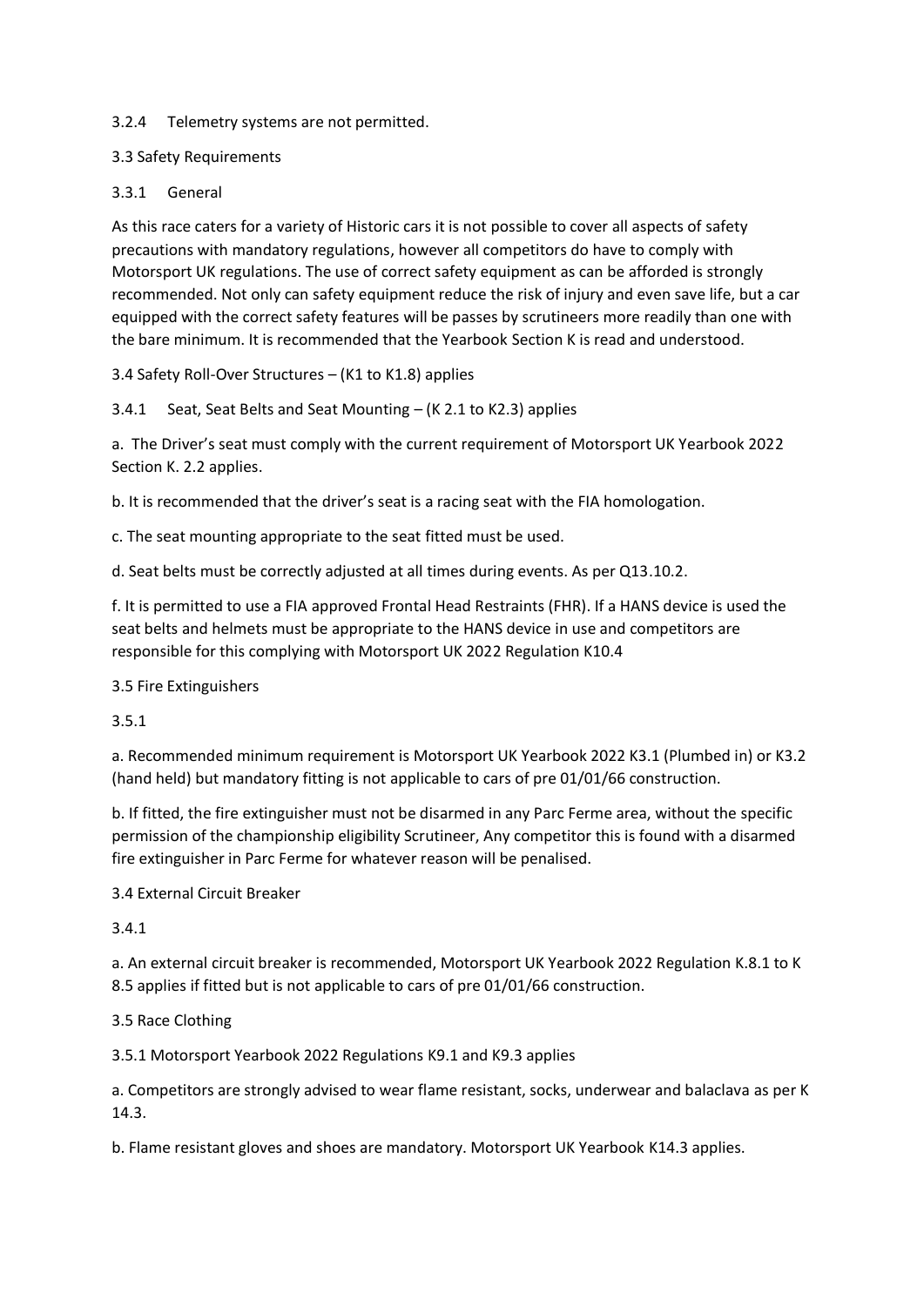3.2.4 Telemetry systems are not permitted.

### 3.3 Safety Requirements

#### 3.3.1 General

As this race caters for a variety of Historic cars it is not possible to cover all aspects of safety precautions with mandatory regulations, however all competitors do have to comply with Motorsport UK regulations. The use of correct safety equipment as can be afforded is strongly recommended. Not only can safety equipment reduce the risk of injury and even save life, but a car equipped with the correct safety features will be passes by scrutineers more readily than one with the bare minimum. It is recommended that the Yearbook Section K is read and understood.

### 3.4 Safety Roll-Over Structures – (K1 to K1.8) applies

#### 3.4.1 Seat, Seat Belts and Seat Mounting – (K 2.1 to K2.3) applies

a. The Driver's seat must comply with the current requirement of Motorsport UK Yearbook 2022 Section K. 2.2 applies.

b. It is recommended that the driver's seat is a racing seat with the FIA homologation.

c. The seat mounting appropriate to the seat fitted must be used.

d. Seat belts must be correctly adjusted at all times during events. As per Q13.10.2.

f. It is permitted to use a FIA approved Frontal Head Restraints (FHR). If a HANS device is used the seat belts and helmets must be appropriate to the HANS device in use and competitors are responsible for this complying with Motorsport UK 2022 Regulation K10.4

### 3.5 Fire Extinguishers

#### 3.5.1

a. Recommended minimum requirement is Motorsport UK Yearbook 2022 K3.1 (Plumbed in) or K3.2 (hand held) but mandatory fitting is not applicable to cars of pre 01/01/66 construction.

b. If fitted, the fire extinguisher must not be disarmed in any Parc Ferme area, without the specific permission of the championship eligibility Scrutineer, Any competitor this is found with a disarmed fire extinguisher in Parc Ferme for whatever reason will be penalised.

### 3.4 External Circuit Breaker

#### 3.4.1

a. An external circuit breaker is recommended, Motorsport UK Yearbook 2022 Regulation K.8.1 to K 8.5 applies if fitted but is not applicable to cars of pre 01/01/66 construction.

### 3.5 Race Clothing

3.5.1 Motorsport Yearbook 2022 Regulations K9.1 and K9.3 applies

a. Competitors are strongly advised to wear flame resistant, socks, underwear and balaclava as per K 14.3.

b. Flame resistant gloves and shoes are mandatory. Motorsport UK Yearbook K14.3 applies.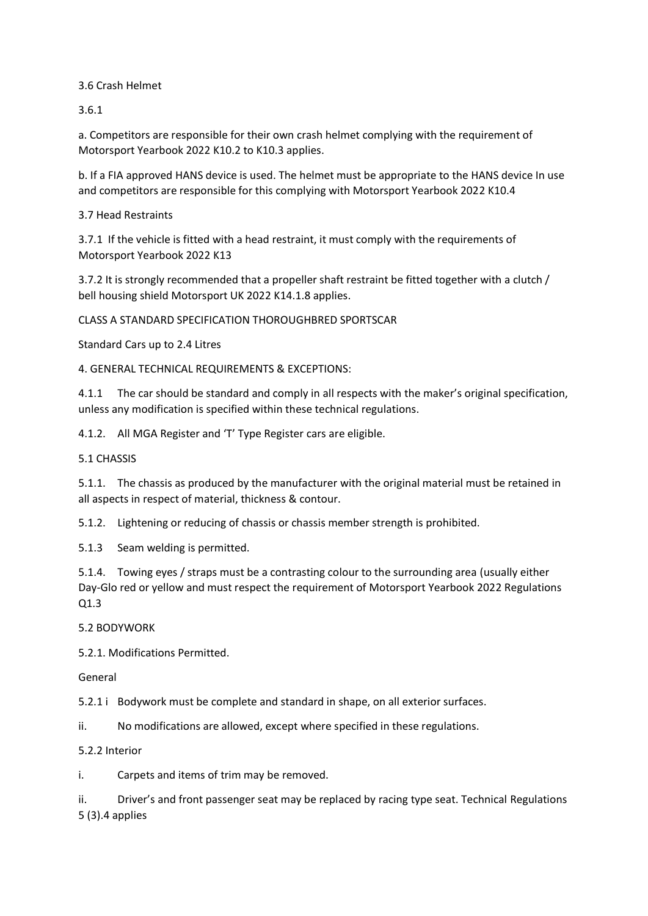## 3.6 Crash Helmet

3.6.1

a. Competitors are responsible for their own crash helmet complying with the requirement of Motorsport Yearbook 2022 K10.2 to K10.3 applies.

b. If a FIA approved HANS device is used. The helmet must be appropriate to the HANS device In use and competitors are responsible for this complying with Motorsport Yearbook 2022 K10.4

## 3.7 Head Restraints

3.7.1 If the vehicle is fitted with a head restraint, it must comply with the requirements of Motorsport Yearbook 2022 K13

3.7.2 It is strongly recommended that a propeller shaft restraint be fitted together with a clutch / bell housing shield Motorsport UK 2022 K14.1.8 applies.

# CLASS A STANDARD SPECIFICATION THOROUGHBRED SPORTSCAR

Standard Cars up to 2.4 Litres

## 4. GENERAL TECHNICAL REQUIREMENTS & EXCEPTIONS:

4.1.1 The car should be standard and comply in all respects with the maker's original specification, unless any modification is specified within these technical regulations.

4.1.2. All MGA Register and 'T' Type Register cars are eligible.

## 5.1 CHASSIS

5.1.1. The chassis as produced by the manufacturer with the original material must be retained in all aspects in respect of material, thickness & contour.

5.1.2. Lightening or reducing of chassis or chassis member strength is prohibited.

5.1.3 Seam welding is permitted.

5.1.4. Towing eyes / straps must be a contrasting colour to the surrounding area (usually either Day-Glo red or yellow and must respect the requirement of Motorsport Yearbook 2022 Regulations Q1.3

## 5.2 BODYWORK

5.2.1. Modifications Permitted.

General

5.2.1 i Bodywork must be complete and standard in shape, on all exterior surfaces.

ii. No modifications are allowed, except where specified in these regulations.

5.2.2 Interior

i. Carpets and items of trim may be removed.

ii. Driver's and front passenger seat may be replaced by racing type seat. Technical Regulations 5 (3).4 applies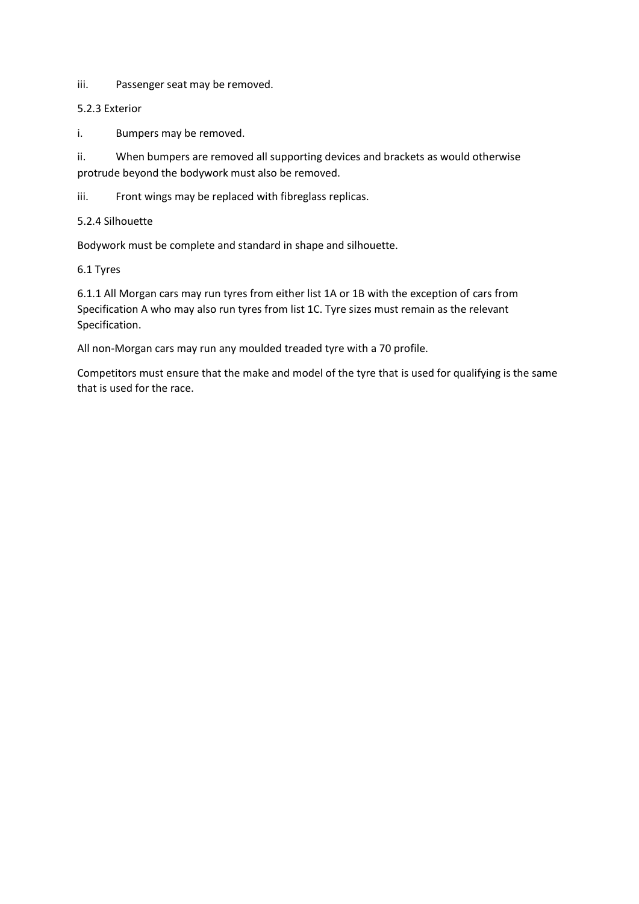iii. Passenger seat may be removed.

5.2.3 Exterior

i. Bumpers may be removed.

ii. When bumpers are removed all supporting devices and brackets as would otherwise protrude beyond the bodywork must also be removed.

iii. Front wings may be replaced with fibreglass replicas.

5.2.4 Silhouette

Bodywork must be complete and standard in shape and silhouette.

6.1 Tyres

6.1.1 All Morgan cars may run tyres from either list 1A or 1B with the exception of cars from Specification A who may also run tyres from list 1C. Tyre sizes must remain as the relevant Specification.

All non-Morgan cars may run any moulded treaded tyre with a 70 profile.

Competitors must ensure that the make and model of the tyre that is used for qualifying is the same that is used for the race.